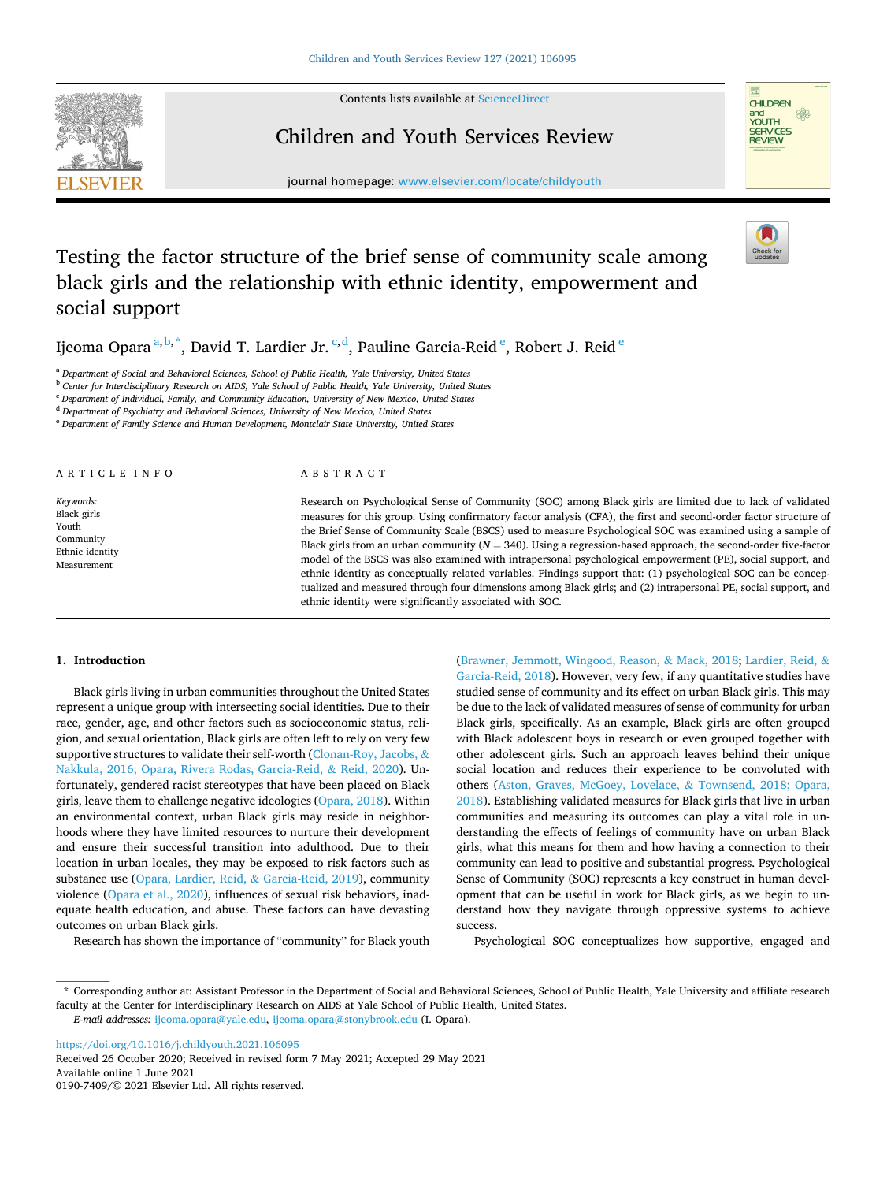# Testing the factor structure of the brief sense of community scale among black girls and the relationship with ethnic identity, empowerment and social support

Ijeoma Opara [a,b,*], David T. Lardier Jr. [c,d], Pauline Garcia-Reid [e], Robert J. Reid [e]

[a] Department of Social and Behavioral Sciences, School of Public Health, Yale University, United States
[b] Center for Interdisciplinary Research on AIDS, Yale School of Public Health, Yale University, United States
[c] Department of Individual, Family, and Community Education, University of New Mexico, United States
[d] Department of Psychiatry and Behavioral Sciences, University of New Mexico, United States
[e] Department of Family Science and Human Development, Montclair State University, United States

## ARTICLE INFO

*Keywords:*
Black girls
Youth
Community
Ethnic identity
Measurement

## ABSTRACT

Research on Psychological Sense of Community (SOC) among Black girls are limited due to lack of validated measures for this group. Using confirmatory factor analysis (CFA), the first and second-order factor structure of the Brief Sense of Community Scale (BSCS) used to measure Psychological SOC was examined using a sample of Black girls from an urban community ($N = 340$). Using a regression-based approach, the second-order five-factor model of the BSCS was also examined with intrapersonal psychological empowerment (PE), social support, and ethnic identity as conceptually related variables. Findings support that: (1) psychological SOC can be conceptualized and measured through four dimensions among Black girls; and (2) intrapersonal PE, social support, and ethnic identity were significantly associated with SOC.

## 1. Introduction

Black girls living in urban communities throughout the United States represent a unique group with intersecting social identities. Due to their race, gender, age, and other factors such as socioeconomic status, religion, and sexual orientation, Black girls are often left to rely on very few supportive structures to validate their self-worth (Clonan-Roy, Jacobs, & Nakkula, 2016; Opara, Rivera Rodas, Garcia-Reid, & Reid, 2020). Unfortunately, gendered racist stereotypes that have been placed on Black girls, leave them to challenge negative ideologies (Opara, 2018). Within an environmental context, urban Black girls may reside in neighborhoods where they have limited resources to nurture their development and ensure their successful transition into adulthood. Due to their location in urban locales, they may be exposed to risk factors such as substance use (Opara, Lardier, Reid, & Garcia-Reid, 2019), community violence (Opara et al., 2020), influences of sexual risk behaviors, inadequate health education, and abuse. These factors can have devasting outcomes on urban Black girls.

Research has shown the importance of "community" for Black youth (Brawner, Jemmott, Wingood, Reason, & Mack, 2018; Lardier, Reid, & Garcia-Reid, 2018). However, very few, if any quantitative studies have studied sense of community and its effect on urban Black girls. This may be due to the lack of validated measures of sense of community for urban Black girls, specifically. As an example, Black girls are often grouped with Black adolescent boys in research or even grouped together with other adolescent girls. Such an approach leaves behind their unique social location and reduces their experience to be convoluted with others (Aston, Graves, McGoey, Lovelace, & Townsend, 2018; Opara, 2018). Establishing validated measures for Black girls that live in urban communities and measuring its outcomes can play a vital role in understanding the effects of feelings of community have on urban Black girls, what this means for them and how having a connection to their community can lead to positive and substantial progress. Psychological Sense of Community (SOC) represents a key construct in human development that can be useful in work for Black girls, as we begin to understand how they navigate through oppressive systems to achieve success.

Psychological SOC conceptualizes how supportive, engaged and

\* Corresponding author at: Assistant Professor in the Department of Social and Behavioral Sciences, School of Public Health, Yale University and affiliate research faculty at the Center for Interdisciplinary Research on AIDS at Yale School of Public Health, United States.
*E-mail addresses:* ijeoma.opara@yale.edu, ijeoma.opara@stonybrook.edu (I. Opara).

https://doi.org/10.1016/j.childyouth.2021.106095
Received 26 October 2020; Received in revised form 7 May 2021; Accepted 29 May 2021
Available online 1 June 2021
0190-7409/© 2021 Elsevier Ltd. All rights reserved.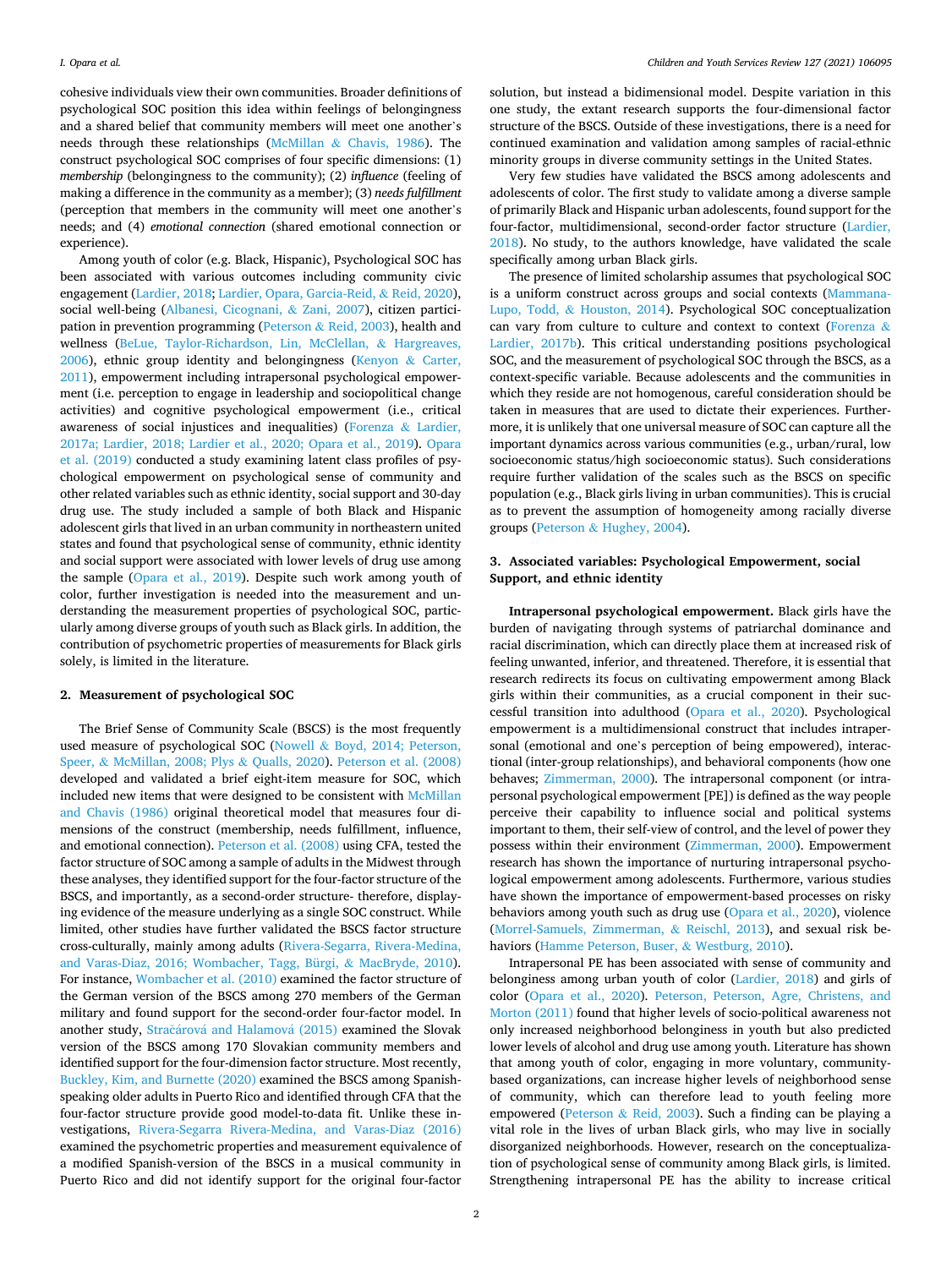cohesive individuals view their own communities. Broader definitions of psychological SOC position this idea within feelings of belongingness and a shared belief that community members will meet one another's needs through these relationships (McMillan & Chavis, 1986). The construct psychological SOC comprises of four specific dimensions: (1) *membership* (belongingness to the community); (2) *influence* (feeling of making a difference in the community as a member); (3) *needs fulfillment* (perception that members in the community will meet one another's needs; and (4) *emotional connection* (shared emotional connection or experience).

Among youth of color (e.g. Black, Hispanic), Psychological SOC has been associated with various outcomes including community civic engagement (Lardier, 2018; Lardier, Opara, Garcia-Reid, & Reid, 2020), social well-being (Albanesi, Cicognani, & Zani, 2007), citizen participation in prevention programming (Peterson & Reid, 2003), health and wellness (BeLue, Taylor-Richardson, Lin, McClellan, & Hargreaves, 2006), ethnic group identity and belongingness (Kenyon & Carter, 2011), empowerment including intrapersonal psychological empowerment (i.e. perception to engage in leadership and sociopolitical change activities) and cognitive psychological empowerment (i.e., critical awareness of social injustices and inequalities) (Forenza & Lardier, 2017a; Lardier, 2018; Lardier et al., 2020; Opara et al., 2019). Opara et al. (2019) conducted a study examining latent class profiles of psychological empowerment on psychological sense of community and other related variables such as ethnic identity, social support and 30-day drug use. The study included a sample of both Black and Hispanic adolescent girls that lived in an urban community in northeastern united states and found that psychological sense of community, ethnic identity and social support were associated with lower levels of drug use among the sample (Opara et al., 2019). Despite such work among youth of color, further investigation is needed into the measurement and understanding the measurement properties of psychological SOC, particularly among diverse groups of youth such as Black girls. In addition, the contribution of psychometric properties of measurements for Black girls solely, is limited in the literature.

## 2. Measurement of psychological SOC

The Brief Sense of Community Scale (BSCS) is the most frequently used measure of psychological SOC (Nowell & Boyd, 2014; Peterson, Speer, & McMillan, 2008; Plys & Qualls, 2020). Peterson et al. (2008) developed and validated a brief eight-item measure for SOC, which included new items that were designed to be consistent with McMillan and Chavis (1986) original theoretical model that measures four dimensions of the construct (membership, needs fulfillment, influence, and emotional connection). Peterson et al. (2008) using CFA, tested the factor structure of SOC among a sample of adults in the Midwest through these analyses, they identified support for the four-factor structure of the BSCS, and importantly, as a second-order structure- therefore, displaying evidence of the measure underlying as a single SOC construct. While limited, other studies have further validated the BSCS factor structure cross-culturally, mainly among adults (Rivera-Segarra, Rivera-Medina, and Varas-Diaz, 2016; Wombacher, Tagg, Bürgi, & MacBryde, 2010). For instance, Wombacher et al. (2010) examined the factor structure of the German version of the BSCS among 270 members of the German military and found support for the second-order four-factor model. In another study, Stračárová and Halamová (2015) examined the Slovak version of the BSCS among 170 Slovakian community members and identified support for the four-dimension factor structure. Most recently, Buckley, Kim, and Burnette (2020) examined the BSCS among Spanish-speaking older adults in Puerto Rico and identified through CFA that the four-factor structure provide good model-to-data fit. Unlike these investigations, Rivera-Segarra Rivera-Medina, and Varas-Diaz (2016) examined the psychometric properties and measurement equivalence of a modified Spanish-version of the BSCS in a musical community in Puerto Rico and did not identify support for the original four-factor solution, but instead a bidimensional model. Despite variation in this one study, the extant research supports the four-dimensional factor structure of the BSCS. Outside of these investigations, there is a need for continued examination and validation among samples of racial-ethnic minority groups in diverse community settings in the United States.

Very few studies have validated the BSCS among adolescents and adolescents of color. The first study to validate among a diverse sample of primarily Black and Hispanic urban adolescents, found support for the four-factor, multidimensional, second-order factor structure (Lardier, 2018). No study, to the authors knowledge, have validated the scale specifically among urban Black girls.

The presence of limited scholarship assumes that psychological SOC is a uniform construct across groups and social contexts (Mammana-Lupo, Todd, & Houston, 2014). Psychological SOC conceptualization can vary from culture to culture and context to context (Forenza & Lardier, 2017b). This critical understanding positions psychological SOC, and the measurement of psychological SOC through the BSCS, as a context-specific variable. Because adolescents and the communities in which they reside are not homogenous, careful consideration should be taken in measures that are used to dictate their experiences. Furthermore, it is unlikely that one universal measure of SOC can capture all the important dynamics across various communities (e.g., urban/rural, low socioeconomic status/high socioeconomic status). Such considerations require further validation of the scales such as the BSCS on specific population (e.g., Black girls living in urban communities). This is crucial as to prevent the assumption of homogeneity among racially diverse groups (Peterson & Hughey, 2004).

## 3. Associated variables: Psychological Empowerment, social Support, and ethnic identity

**Intrapersonal psychological empowerment.** Black girls have the burden of navigating through systems of patriarchal dominance and racial discrimination, which can directly place them at increased risk of feeling unwanted, inferior, and threatened. Therefore, it is essential that research redirects its focus on cultivating empowerment among Black girls within their communities, as a crucial component in their successful transition into adulthood (Opara et al., 2020). Psychological empowerment is a multidimensional construct that includes intrapersonal (emotional and one's perception of being empowered), interactional (inter-group relationships), and behavioral components (how one behaves; Zimmerman, 2000). The intrapersonal component (or intrapersonal psychological empowerment [PE]) is defined as the way people perceive their capability to influence social and political systems important to them, their self-view of control, and the level of power they possess within their environment (Zimmerman, 2000). Empowerment research has shown the importance of nurturing intrapersonal psychological empowerment among adolescents. Furthermore, various studies have shown the importance of empowerment-based processes on risky behaviors among youth such as drug use (Opara et al., 2020), violence (Morrel-Samuels, Zimmerman, & Reischl, 2013), and sexual risk behaviors (Hamme Peterson, Buser, & Westburg, 2010).

Intrapersonal PE has been associated with sense of community and belonginess among urban youth of color (Lardier, 2018) and girls of color (Opara et al., 2020). Peterson, Peterson, Agre, Christens, and Morton (2011) found that higher levels of socio-political awareness not only increased neighborhood belonginess in youth but also predicted lower levels of alcohol and drug use among youth. Literature has shown that among youth of color, engaging in more voluntary, community-based organizations, can increase higher levels of neighborhood sense of community, which can therefore lead to youth feeling more empowered (Peterson & Reid, 2003). Such a finding can be playing a vital role in the lives of urban Black girls, who may live in socially disorganized neighborhoods. However, research on the conceptualization of psychological sense of community among Black girls, is limited. Strengthening intrapersonal PE has the ability to increase critical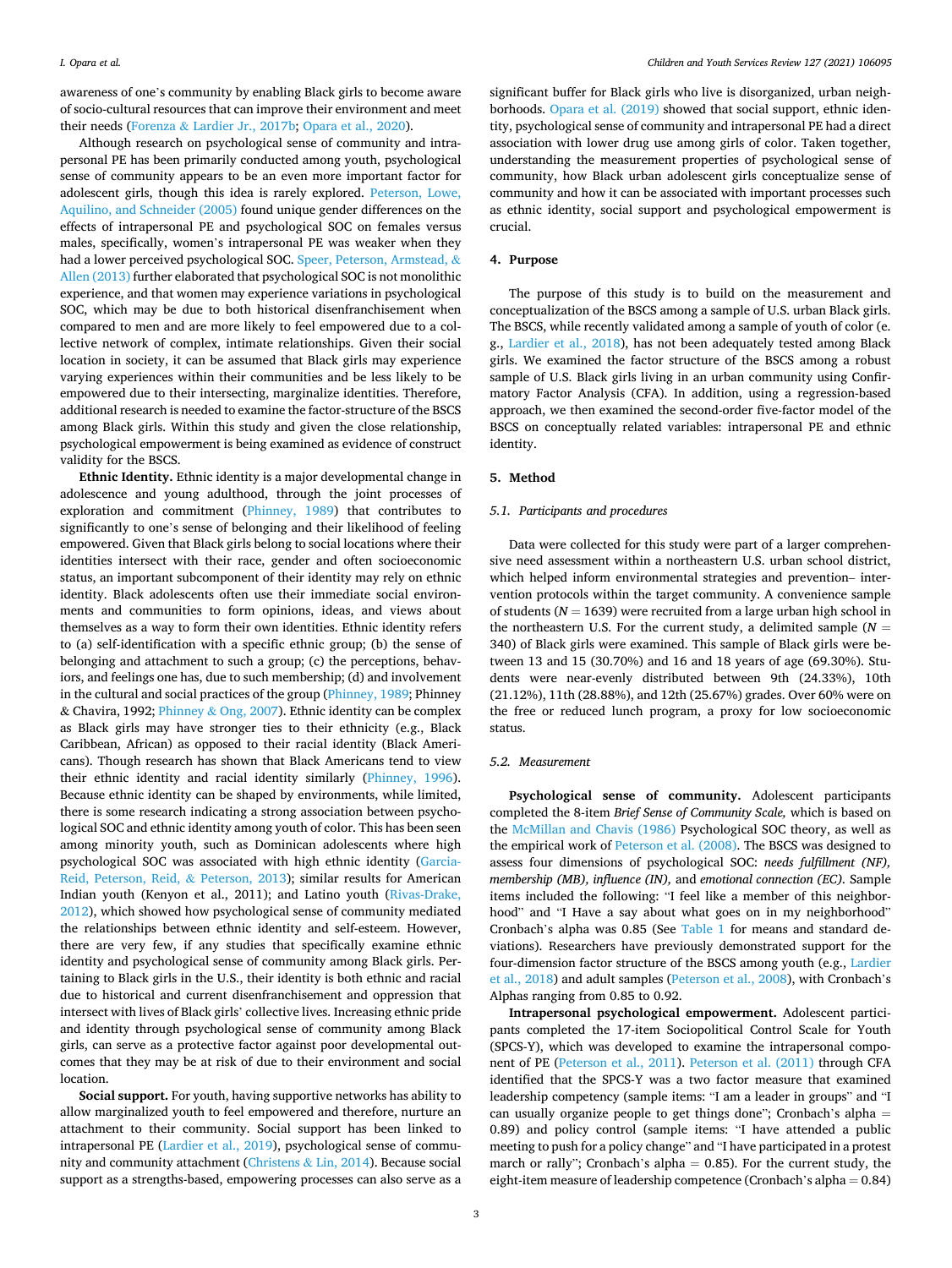awareness of one's community by enabling Black girls to become aware of socio-cultural resources that can improve their environment and meet their needs (Forenza & Lardier Jr., 2017b; Opara et al., 2020).

Although research on psychological sense of community and intrapersonal PE has been primarily conducted among youth, psychological sense of community appears to be an even more important factor for adolescent girls, though this idea is rarely explored. Peterson, Lowe, Aquilino, and Schneider (2005) found unique gender differences on the effects of intrapersonal PE and psychological SOC on females versus males, specifically, women's intrapersonal PE was weaker when they had a lower perceived psychological SOC. Speer, Peterson, Armstead, & Allen (2013) further elaborated that psychological SOC is not monolithic experience, and that women may experience variations in psychological SOC, which may be due to both historical disenfranchisement when compared to men and are more likely to feel empowered due to a collective network of complex, intimate relationships. Given their social location in society, it can be assumed that Black girls may experience varying experiences within their communities and be less likely to be empowered due to their intersecting, marginalize identities. Therefore, additional research is needed to examine the factor-structure of the BSCS among Black girls. Within this study and given the close relationship, psychological empowerment is being examined as evidence of construct validity for the BSCS.

**Ethnic Identity.** Ethnic identity is a major developmental change in adolescence and young adulthood, through the joint processes of exploration and commitment (Phinney, 1989) that contributes to significantly to one's sense of belonging and their likelihood of feeling empowered. Given that Black girls belong to social locations where their identities intersect with their race, gender and often socioeconomic status, an important subcomponent of their identity may rely on ethnic identity. Black adolescents often use their immediate social environments and communities to form opinions, ideas, and views about themselves as a way to form their own identities. Ethnic identity refers to (a) self-identification with a specific ethnic group; (b) the sense of belonging and attachment to such a group; (c) the perceptions, behaviors, and feelings one has, due to such membership; (d) and involvement in the cultural and social practices of the group (Phinney, 1989; Phinney & Chavira, 1992; Phinney & Ong, 2007). Ethnic identity can be complex as Black girls may have stronger ties to their ethnicity (e.g., Black Caribbean, African) as opposed to their racial identity (Black Americans). Though research has shown that Black Americans tend to view their ethnic identity and racial identity similarly (Phinney, 1996). Because ethnic identity can be shaped by environments, while limited, there is some research indicating a strong association between psychological SOC and ethnic identity among youth of color. This has been seen among minority youth, such as Dominican adolescents where high psychological SOC was associated with high ethnic identity (Garcia-Reid, Peterson, Reid, & Peterson, 2013); similar results for American Indian youth (Kenyon et al., 2011); and Latino youth (Rivas-Drake, 2012), which showed how psychological sense of community mediated the relationships between ethnic identity and self-esteem. However, there are very few, if any studies that specifically examine ethnic identity and psychological sense of community among Black girls. Pertaining to Black girls in the U.S., their identity is both ethnic and racial due to historical and current disenfranchisement and oppression that intersect with lives of Black girls' collective lives. Increasing ethnic pride and identity through psychological sense of community among Black girls, can serve as a protective factor against poor developmental outcomes that they may be at risk of due to their environment and social location.

**Social support.** For youth, having supportive networks has ability to allow marginalized youth to feel empowered and therefore, nurture an attachment to their community. Social support has been linked to intrapersonal PE (Lardier et al., 2019), psychological sense of community and community attachment (Christens & Lin, 2014). Because social support as a strengths-based, empowering processes can also serve as a significant buffer for Black girls who live is disorganized, urban neighborhoods. Opara et al. (2019) showed that social support, ethnic identity, psychological sense of community and intrapersonal PE had a direct association with lower drug use among girls of color. Taken together, understanding the measurement properties of psychological sense of community, how Black urban adolescent girls conceptualize sense of community and how it can be associated with important processes such as ethnic identity, social support and psychological empowerment is crucial.

## 4. Purpose

The purpose of this study is to build on the measurement and conceptualization of the BSCS among a sample of U.S. urban Black girls. The BSCS, while recently validated among a sample of youth of color (e.g., Lardier et al., 2018), has not been adequately tested among Black girls. We examined the factor structure of the BSCS among a robust sample of U.S. Black girls living in an urban community using Confirmatory Factor Analysis (CFA). In addition, using a regression-based approach, we then examined the second-order five-factor model of the BSCS on conceptually related variables: intrapersonal PE and ethnic identity.

## 5. Method

### 5.1. Participants and procedures

Data were collected for this study were part of a larger comprehensive need assessment within a northeastern U.S. urban school district, which helped inform environmental strategies and prevention– intervention protocols within the target community. A convenience sample of students ($N = 1639$) were recruited from a large urban high school in the northeastern U.S. For the current study, a delimited sample ($N = 340$) of Black girls were examined. This sample of Black girls were between 13 and 15 (30.70%) and 16 and 18 years of age (69.30%). Students were near-evenly distributed between 9th (24.33%), 10th (21.12%), 11th (28.88%), and 12th (25.67%) grades. Over 60% were on the free or reduced lunch program, a proxy for low socioeconomic status.

### 5.2. Measurement

**Psychological sense of community.** Adolescent participants completed the 8-item *Brief Sense of Community Scale,* which is based on the McMillan and Chavis (1986) Psychological SOC theory, as well as the empirical work of Peterson et al. (2008). The BSCS was designed to assess four dimensions of psychological SOC: *needs fulfillment (NF), membership (MB), influence (IN),* and *emotional connection (EC)*. Sample items included the following: "I feel like a member of this neighborhood" and "I Have a say about what goes on in my neighborhood" Cronbach's alpha was 0.85 (See Table 1 for means and standard deviations). Researchers have previously demonstrated support for the four-dimension factor structure of the BSCS among youth (e.g., Lardier et al., 2018) and adult samples (Peterson et al., 2008), with Cronbach's Alphas ranging from 0.85 to 0.92.

**Intrapersonal psychological empowerment.** Adolescent participants completed the 17-item Sociopolitical Control Scale for Youth (SPCS-Y), which was developed to examine the intrapersonal component of PE (Peterson et al., 2011). Peterson et al. (2011) through CFA identified that the SPCS-Y was a two factor measure that examined leadership competency (sample items: "I am a leader in groups" and "I can usually organize people to get things done"; Cronbach's alpha = 0.89) and policy control (sample items: "I have attended a public meeting to push for a policy change" and "I have participated in a protest march or rally"; Cronbach's alpha = 0.85). For the current study, the eight-item measure of leadership competence (Cronbach's alpha = 0.84)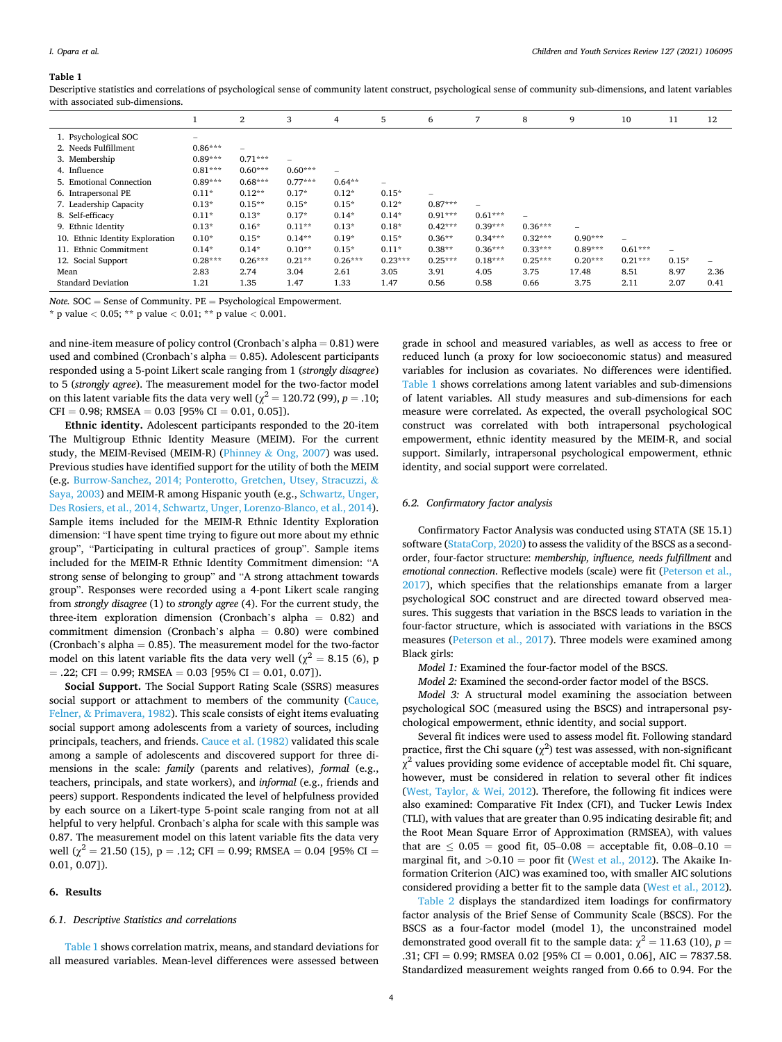**Table 1**

Descriptive statistics and correlations of psychological sense of community latent construct, psychological sense of community sub-dimensions, and latent variables with associated sub-dimensions.

| | 1 | 2 | 3 | 4 | 5 | 6 | 7 | 8 | 9 | 10 | 11 | 12 |
|---|---|---|---|---|---|---|---|---|---|---|---|---|
| 1. Psychological SOC | – | | | | | | | | | | | |
| 2. Needs Fulfillment | 0.86*** | – | | | | | | | | | | |
| 3. Membership | 0.89*** | 0.71*** | – | | | | | | | | | |
| 4. Influence | 0.81*** | 0.60*** | 0.60*** | – | | | | | | | | |
| 5. Emotional Connection | 0.89*** | 0.68*** | 0.77*** | 0.64** | – | | | | | | | |
| 6. Intrapersonal PE | 0.11* | 0.12** | 0.17* | 0.12* | 0.15* | – | | | | | | |
| 7. Leadership Capacity | 0.13* | 0.15** | 0.15* | 0.15* | 0.12* | 0.87*** | – | | | | | |
| 8. Self-efficacy | 0.11* | 0.13* | 0.17* | 0.14* | 0.14* | 0.91*** | 0.61*** | – | | | | |
| 9. Ethnic Identity | 0.13* | 0.16* | 0.11** | 0.13* | 0.18* | 0.42*** | 0.39*** | 0.36*** | – | | | |
| 10. Ethnic Identity Exploration | 0.10* | 0.15* | 0.14** | 0.19* | 0.15* | 0.36** | 0.34*** | 0.32*** | 0.90*** | – | | |
| 11. Ethnic Commitment | 0.14* | 0.14* | 0.10** | 0.15* | 0.11* | 0.38** | 0.36*** | 0.33*** | 0.89*** | 0.61*** | – | |
| 12. Social Support | 0.28*** | 0.26*** | 0.21** | 0.26*** | 0.23*** | 0.25*** | 0.18*** | 0.25*** | 0.20*** | 0.21*** | 0.15* | – |
| Mean | 2.83 | 2.74 | 3.04 | 2.61 | 3.05 | 3.91 | 4.05 | 3.75 | 17.48 | 8.51 | 8.97 | 2.36 |
| Standard Deviation | 1.21 | 1.35 | 1.47 | 1.33 | 1.47 | 0.56 | 0.58 | 0.66 | 3.75 | 2.11 | 2.07 | 0.41 |

*Note.* SOC = Sense of Community. PE = Psychological Empowerment.

\* p value < 0.05; ** p value < 0.01; ** p value < 0.001.

and nine-item measure of policy control (Cronbach's alpha = 0.81) were used and combined (Cronbach's alpha = 0.85). Adolescent participants responded using a 5-point Likert scale ranging from 1 (*strongly disagree*) to 5 (*strongly agree*). The measurement model for the two-factor model on this latent variable fits the data very well ($\chi^2 = 120.72$ (99), $p = .10$; CFI = 0.98; RMSEA = 0.03 [95% CI = 0.01, 0.05]).

**Ethnic identity.** Adolescent participants responded to the 20-item The Multigroup Ethnic Identity Measure (MEIM). For the current study, the MEIM-Revised (MEIM-R) (Phinney & Ong, 2007) was used. Previous studies have identified support for the utility of both the MEIM (e.g. Burrow-Sanchez, 2014; Ponterotto, Gretchen, Utsey, Stracuzzi, & Saya, 2003) and MEIM-R among Hispanic youth (e.g., Schwartz, Unger, Des Rosiers, et al., 2014, Schwartz, Unger, Lorenzo-Blanco, et al., 2014). Sample items included for the MEIM-R Ethnic Identity Exploration dimension: "I have spent time trying to figure out more about my ethnic group", "Participating in cultural practices of group". Sample items included for the MEIM-R Ethnic Identity Commitment dimension: "A strong sense of belonging to group" and "A strong attachment towards group". Responses were recorded using a 4-pont Likert scale ranging from *strongly disagree* (1) to *strongly agree* (4). For the current study, the three-item exploration dimension (Cronbach's alpha = 0.82) and commitment dimension (Cronbach's alpha = 0.80) were combined (Cronbach's alpha = 0.85). The measurement model for the two-factor model on this latent variable fits the data very well ($\chi^2 = 8.15$ (6), p = .22; CFI = 0.99; RMSEA = 0.03 [95% CI = 0.01, 0.07]).

**Social Support.** The Social Support Rating Scale (SSRS) measures social support or attachment to members of the community (Cauce, Felner, & Primavera, 1982). This scale consists of eight items evaluating social support among adolescents from a variety of sources, including principals, teachers, and friends. Cauce et al. (1982) validated this scale among a sample of adolescents and discovered support for three dimensions in the scale: *family* (parents and relatives), *formal* (e.g., teachers, principals, and state workers), and *informal* (e.g., friends and peers) support. Respondents indicated the level of helpfulness provided by each source on a Likert-type 5-point scale ranging from not at all helpful to very helpful. Cronbach's alpha for scale with this sample was 0.87. The measurement model on this latent variable fits the data very well ($\chi^2 = 21.50$ (15), p = .12; CFI = 0.99; RMSEA = 0.04 [95% CI = 0.01, 0.07]).

## 6. Results

### 6.1. Descriptive Statistics and correlations

Table 1 shows correlation matrix, means, and standard deviations for all measured variables. Mean-level differences were assessed between grade in school and measured variables, as well as access to free or reduced lunch (a proxy for low socioeconomic status) and measured variables for inclusion as covariates. No differences were identified. Table 1 shows correlations among latent variables and sub-dimensions of latent variables. All study measures and sub-dimensions for each measure were correlated. As expected, the overall psychological SOC construct was correlated with both intrapersonal psychological empowerment, ethnic identity measured by the MEIM-R, and social support. Similarly, intrapersonal psychological empowerment, ethnic identity, and social support were correlated.

### 6.2. Confirmatory factor analysis

Confirmatory Factor Analysis was conducted using STATA (SE 15.1) software (StataCorp, 2020) to assess the validity of the BSCS as a second-order, four-factor structure: *membership, influence, needs fulfillment* and *emotional connection*. Reflective models (scale) were fit (Peterson et al., 2017), which specifies that the relationships emanate from a larger psychological SOC construct and are directed toward observed measures. This suggests that variation in the BSCS leads to variation in the four-factor structure, which is associated with variations in the BSCS measures (Peterson et al., 2017). Three models were examined among Black girls:

*Model 1:* Examined the four-factor model of the BSCS.

*Model 2:* Examined the second-order factor model of the BSCS.

*Model 3:* A structural model examining the association between psychological SOC (measured using the BSCS) and intrapersonal psychological empowerment, ethnic identity, and social support.

Several fit indices were used to assess model fit. Following standard practice, first the Chi square ($\chi^2$) test was assessed, with non-significant $\chi^2$ values providing some evidence of acceptable model fit. Chi square, however, must be considered in relation to several other fit indices (West, Taylor, & Wei, 2012). Therefore, the following fit indices were also examined: Comparative Fit Index (CFI), and Tucker Lewis Index (TLI), with values that are greater than 0.95 indicating desirable fit; and the Root Mean Square Error of Approximation (RMSEA), with values that are ≤ 0.05 = good fit, 05–0.08 = acceptable fit, 0.08–0.10 = marginal fit, and >0.10 = poor fit (West et al., 2012). The Akaike Information Criterion (AIC) was examined too, with smaller AIC solutions considered providing a better fit to the sample data (West et al., 2012).

Table 2 displays the standardized item loadings for confirmatory factor analysis of the Brief Sense of Community Scale (BSCS). For the BSCS as a four-factor model (model 1), the unconstrained model demonstrated good overall fit to the sample data: $\chi^2 = 11.63$ (10), $p = .31$; CFI = 0.99; RMSEA 0.02 [95% CI = 0.001, 0.06], AIC = 7837.58. Standardized measurement weights ranged from 0.66 to 0.94. For the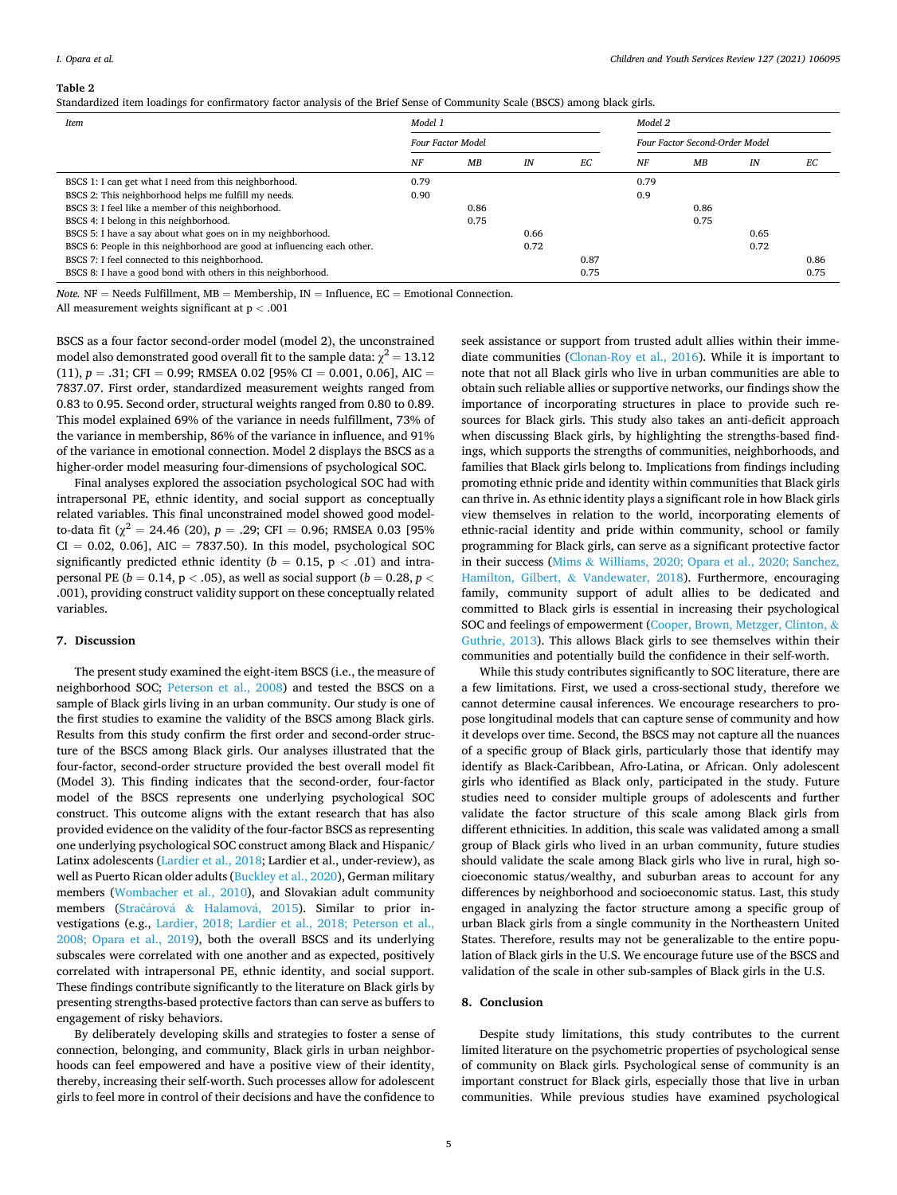**Table 2**

Standardized item loadings for confirmatory factor analysis of the Brief Sense of Community Scale (BSCS) among black girls.

| Item | Model 1 | | | | Model 2 | | | |
|---|---|---|---|---|---|---|---|---|
| | Four Factor Model | | | | Four Factor Second-Order Model | | | |
| | NF | MB | IN | EC | NF | MB | IN | EC |
| BSCS 1: I can get what I need from this neighborhood. | 0.79 | | | | 0.79 | | | |
| BSCS 2: This neighborhood helps me fulfill my needs. | 0.90 | | | | 0.9 | | | |
| BSCS 3: I feel like a member of this neighborhood. | | 0.86 | | | | 0.86 | | |
| BSCS 4: I belong in this neighborhood. | | 0.75 | | | | 0.75 | | |
| BSCS 5: I have a say about what goes on in my neighborhood. | | | 0.66 | | | | 0.65 | |
| BSCS 6: People in this neighborhood are good at influencing each other. | | | 0.72 | | | | 0.72 | |
| BSCS 7: I feel connected to this neighborhood. | | | | 0.87 | | | | 0.86 |
| BSCS 8: I have a good bond with others in this neighborhood. | | | | 0.75 | | | | 0.75 |

*Note.* NF = Needs Fulfillment, MB = Membership, IN = Influence, EC = Emotional Connection.
All measurement weights significant at p < .001

BSCS as a four factor second-order model (model 2), the unconstrained model also demonstrated good overall fit to the sample data: $\chi^2 = 13.12$ (11), $p = .31$; CFI = 0.99; RMSEA 0.02 [95% CI = 0.001, 0.06], AIC = 7837.07. First order, standardized measurement weights ranged from 0.83 to 0.95. Second order, structural weights ranged from 0.80 to 0.89. This model explained 69% of the variance in needs fulfillment, 73% of the variance in membership, 86% of the variance in influence, and 91% of the variance in emotional connection. Model 2 displays the BSCS as a higher-order model measuring four-dimensions of psychological SOC.

Final analyses explored the association psychological SOC had with intrapersonal PE, ethnic identity, and social support as conceptually related variables. This final unconstrained model showed good model-to-data fit ($\chi^2 = 24.46$ (20), $p = .29$; CFI = 0.96; RMSEA 0.03 [95% CI = 0.02, 0.06], AIC = 7837.50). In this model, psychological SOC significantly predicted ethnic identity ($b = 0.15$, $p < .01$) and intrapersonal PE ($b = 0.14$, $p < .05$), as well as social support ($b = 0.28$, $p < .001$), providing construct validity support on these conceptually related variables.

## 7. Discussion

The present study examined the eight-item BSCS (i.e., the measure of neighborhood SOC; Peterson et al., 2008) and tested the BSCS on a sample of Black girls living in an urban community. Our study is one of the first studies to examine the validity of the BSCS among Black girls. Results from this study confirm the first order and second-order structure of the BSCS among Black girls. Our analyses illustrated that the four-factor, second-order structure provided the best overall model fit (Model 3). This finding indicates that the second-order, four-factor model of the BSCS represents one underlying psychological SOC construct. This outcome aligns with the extant research that has also provided evidence on the validity of the four-factor BSCS as representing one underlying psychological SOC construct among Black and Hispanic/Latinx adolescents (Lardier et al., 2018; Lardier et al., under-review), as well as Puerto Rican older adults (Buckley et al., 2020), German military members (Wombacher et al., 2010), and Slovakian adult community members (Stračárová & Halamová, 2015). Similar to prior investigations (e.g., Lardier, 2018; Lardier et al., 2018; Peterson et al., 2008; Opara et al., 2019), both the overall BSCS and its underlying subscales were correlated with one another and as expected, positively correlated with intrapersonal PE, ethnic identity, and social support. These findings contribute significantly to the literature on Black girls by presenting strengths-based protective factors than can serve as buffers to engagement of risky behaviors.

By deliberately developing skills and strategies to foster a sense of connection, belonging, and community, Black girls in urban neighborhoods can feel empowered and have a positive view of their identity, thereby, increasing their self-worth. Such processes allow for adolescent girls to feel more in control of their decisions and have the confidence to seek assistance or support from trusted adult allies within their immediate communities (Clonan-Roy et al., 2016). While it is important to note that not all Black girls who live in urban communities are able to obtain such reliable allies or supportive networks, our findings show the importance of incorporating structures in place to provide such resources for Black girls. This study also takes an anti-deficit approach when discussing Black girls, by highlighting the strengths-based findings, which supports the strengths of communities, neighborhoods, and families that Black girls belong to. Implications from findings including promoting ethnic pride and identity within communities that Black girls can thrive in. As ethnic identity plays a significant role in how Black girls view themselves in relation to the world, incorporating elements of ethnic-racial identity and pride within community, school or family programming for Black girls, can serve as a significant protective factor in their success (Mims & Williams, 2020; Opara et al., 2020; Sanchez, Hamilton, Gilbert, & Vandewater, 2018). Furthermore, encouraging family, community support of adult allies to be dedicated and committed to Black girls is essential in increasing their psychological SOC and feelings of empowerment (Cooper, Brown, Metzger, Clinton, & Guthrie, 2013). This allows Black girls to see themselves within their communities and potentially build the confidence in their self-worth.

While this study contributes significantly to SOC literature, there are a few limitations. First, we used a cross-sectional study, therefore we cannot determine causal inferences. We encourage researchers to propose longitudinal models that can capture sense of community and how it develops over time. Second, the BSCS may not capture all the nuances of a specific group of Black girls, particularly those that identify may identify as Black-Caribbean, Afro-Latina, or African. Only adolescent girls who identified as Black only, participated in the study. Future studies need to consider multiple groups of adolescents and further validate the factor structure of this scale among Black girls from different ethnicities. In addition, this scale was validated among a small group of Black girls who lived in an urban community, future studies should validate the scale among Black girls who live in rural, high socioeconomic status/wealthy, and suburban areas to account for any differences by neighborhood and socioeconomic status. Last, this study engaged in analyzing the factor structure among a specific group of urban Black girls from a single community in the Northeastern United States. Therefore, results may not be generalizable to the entire population of Black girls in the U.S. We encourage future use of the BSCS and validation of the scale in other sub-samples of Black girls in the U.S.

## 8. Conclusion

Despite study limitations, this study contributes to the current limited literature on the psychometric properties of psychological sense of community on Black girls. Psychological sense of community is an important construct for Black girls, especially those that live in urban communities. While previous studies have examined psychological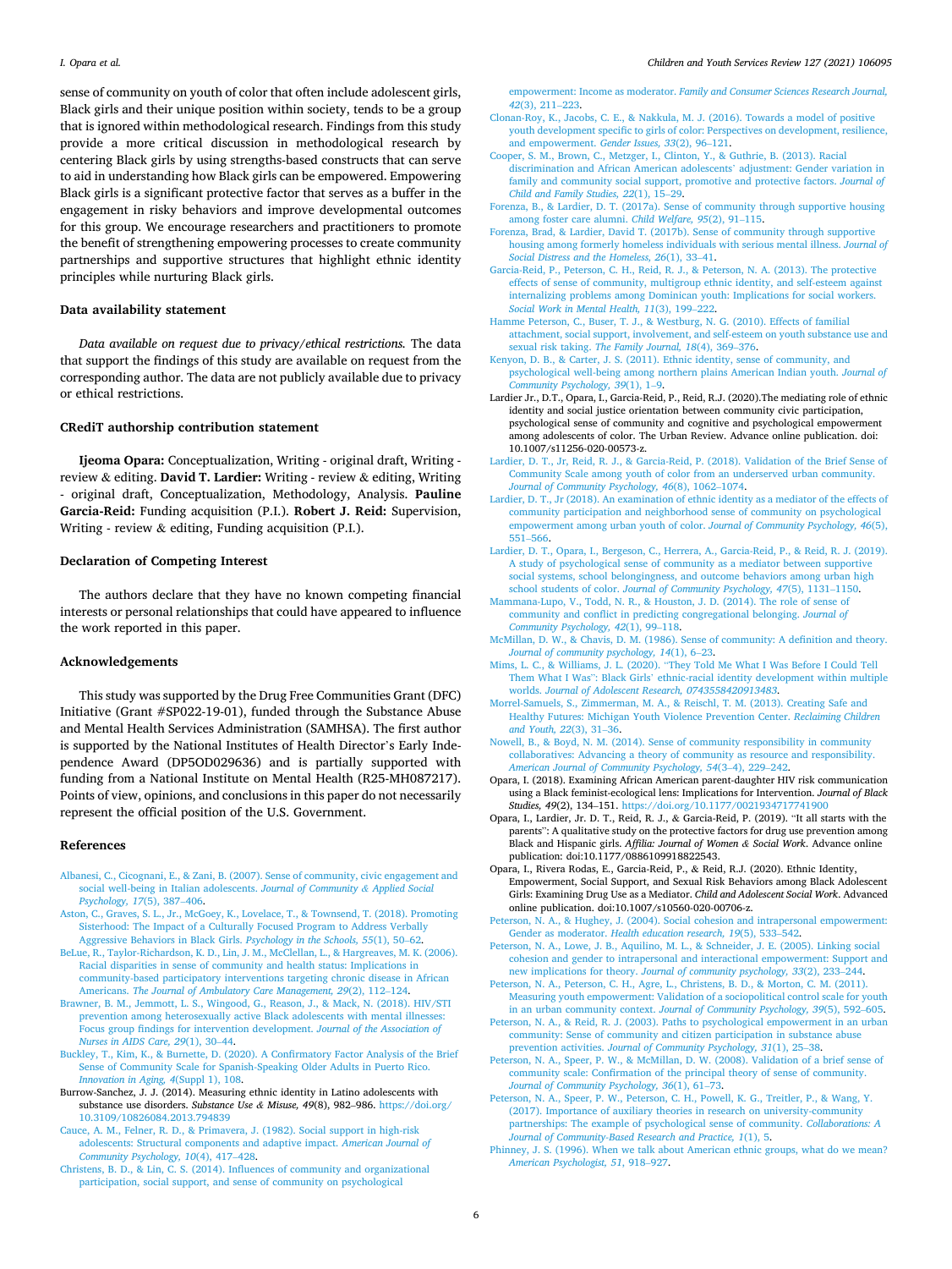sense of community on youth of color that often include adolescent girls, Black girls and their unique position within society, tends to be a group that is ignored within methodological research. Findings from this study provide a more critical discussion in methodological research by centering Black girls by using strengths-based constructs that can serve to aid in understanding how Black girls can be empowered. Empowering Black girls is a significant protective factor that serves as a buffer in the engagement in risky behaviors and improve developmental outcomes for this group. We encourage researchers and practitioners to promote the benefit of strengthening empowering processes to create community partnerships and supportive structures that highlight ethnic identity principles while nurturing Black girls.

## Data availability statement

*Data available on request due to privacy/ethical restrictions.* The data that support the findings of this study are available on request from the corresponding author. The data are not publicly available due to privacy or ethical restrictions.

## CRediT authorship contribution statement

**Ijeoma Opara:** Conceptualization, Writing - original draft, Writing - review & editing. **David T. Lardier:** Writing - review & editing, Writing - original draft, Conceptualization, Methodology, Analysis. **Pauline Garcia-Reid:** Funding acquisition (P.I.). **Robert J. Reid:** Supervision, Writing - review & editing, Funding acquisition (P.I.).

## Declaration of Competing Interest

The authors declare that they have no known competing financial interests or personal relationships that could have appeared to influence the work reported in this paper.

## Acknowledgements

This study was supported by the Drug Free Communities Grant (DFC) Initiative (Grant #SP022-19-01), funded through the Substance Abuse and Mental Health Services Administration (SAMHSA). The first author is supported by the National Institutes of Health Director's Early Independence Award (DP5OD029636) and is partially supported with funding from a National Institute on Mental Health (R25-MH087217). Points of view, opinions, and conclusions in this paper do not necessarily represent the official position of the U.S. Government.

## References

Albanesi, C., Cicognani, E., & Zani, B. (2007). Sense of community, civic engagement and social well-being in Italian adolescents. *Journal of Community & Applied Social Psychology, 17*(5), 387–406.

Aston, C., Graves, S. L., Jr., McGoey, K., Lovelace, T., & Townsend, T. (2018). Promoting Sisterhood: The Impact of a Culturally Focused Program to Address Verbally Aggressive Behaviors in Black Girls. *Psychology in the Schools, 55*(1), 50–62.

BeLue, R., Taylor-Richardson, K. D., Lin, J. M., McClellan, L., & Hargreaves, M. K. (2006). Racial disparities in sense of community and health status: Implications in community-based participatory interventions targeting chronic disease in African Americans. *The Journal of Ambulatory Care Management, 29*(2), 112–124.

Brawner, B. M., Jemmott, L. S., Wingood, G., Reason, J., & Mack, N. (2018). HIV/STI prevention among heterosexually active Black adolescents with mental illnesses: Focus group findings for intervention development. *Journal of the Association of Nurses in AIDS Care, 29*(1), 30–44.

Buckley, T., Kim, K., & Burnette, D. (2020). A Confirmatory Factor Analysis of the Brief Sense of Community Scale for Spanish-Speaking Older Adults in Puerto Rico. *Innovation in Aging, 4*(Suppl 1), 108.

Burrow-Sanchez, J. J. (2014). Measuring ethnic identity in Latino adolescents with substance use disorders. *Substance Use & Misuse, 49*(8), 982–986. https://doi.org/10.3109/10826084.2013.794839

Cauce, A. M., Felner, R. D., & Primavera, J. (1982). Social support in high-risk adolescents: Structural components and adaptive impact. *American Journal of Community Psychology, 10*(4), 417–428.

Christens, B. D., & Lin, C. S. (2014). Influences of community and organizational participation, social support, and sense of community on psychological empowerment: Income as moderator. *Family and Consumer Sciences Research Journal, 42*(3), 211–223.

Clonan-Roy, K., Jacobs, C. E., & Nakkula, M. J. (2016). Towards a model of positive youth development specific to girls of color: Perspectives on development, resilience, and empowerment. *Gender Issues, 33*(2), 96–121.

Cooper, S. M., Brown, C., Metzger, I., Clinton, Y., & Guthrie, B. (2013). Racial discrimination and African American adolescents' adjustment: Gender variation in family and community social support, promotive and protective factors. *Journal of Child and Family Studies, 22*(1), 15–29.

Forenza, B., & Lardier, D. T. (2017a). Sense of community through supportive housing among foster care alumni. *Child Welfare, 95*(2), 91–115.

Forenza, Brad, & Lardier, David T. (2017b). Sense of community through supportive housing among formerly homeless individuals with serious mental illness. *Journal of Social Distress and the Homeless, 26*(1), 33–41.

Garcia-Reid, P., Peterson, C. H., Reid, R. J., & Peterson, N. A. (2013). The protective effects of sense of community, multigroup ethnic identity, and self-esteem against internalizing problems among Dominican youth: Implications for social workers. *Social Work in Mental Health, 11*(3), 199–222.

Hamme Peterson, C., Buser, T. J., & Westburg, N. G. (2010). Effects of familial attachment, social support, involvement, and self-esteem on youth substance use and sexual risk taking. *The Family Journal, 18*(4), 369–376.

Kenyon, D. B., & Carter, J. S. (2011). Ethnic identity, sense of community, and psychological well-being among northern plains American Indian youth. *Journal of Community Psychology, 39*(1), 1–9.

Lardier Jr., D.T., Opara, I., Garcia-Reid, P., Reid, R.J. (2020).The mediating role of ethnic identity and social justice orientation between community civic participation, psychological sense of community and cognitive and psychological empowerment among adolescents of color. The Urban Review. Advance online publication. doi: 10.1007/s11256-020-00573-z.

Lardier, D. T., Jr, Reid, R. J., & Garcia-Reid, P. (2018). Validation of the Brief Sense of Community Scale among youth of color from an underserved urban community. *Journal of Community Psychology, 46*(8), 1062–1074.

Lardier, D. T., Jr (2018). An examination of ethnic identity as a mediator of the effects of community participation and neighborhood sense of community on psychological empowerment among urban youth of color. *Journal of Community Psychology, 46*(5), 551–566.

Lardier, D. T., Opara, I., Bergeson, C., Herrera, A., Garcia-Reid, P., & Reid, R. J. (2019). A study of psychological sense of community as a mediator between supportive social systems, school belongingness, and outcome behaviors among urban high school students of color. *Journal of Community Psychology, 47*(5), 1131–1150.

Mammana-Lupo, V., Todd, N. R., & Houston, J. D. (2014). The role of sense of community and conflict in predicting congregational belonging. *Journal of Community Psychology, 42*(1), 99–118.

McMillan, D. W., & Chavis, D. M. (1986). Sense of community: A definition and theory. *Journal of community psychology, 14*(1), 6–23.

Mims, L. C., & Williams, J. L. (2020). "They Told Me What I Was Before I Could Tell Them What I Was": Black Girls' ethnic-racial identity development within multiple worlds. *Journal of Adolescent Research, 0743558420913483*.

Morrel-Samuels, S., Zimmerman, M. A., & Reischl, T. M. (2013). Creating Safe and Healthy Futures: Michigan Youth Violence Prevention Center. *Reclaiming Children and Youth, 22*(3), 31–36.

Nowell, B., & Boyd, N. M. (2014). Sense of community responsibility in community collaboratives: Advancing a theory of community as resource and responsibility. *American Journal of Community Psychology, 54*(3–4), 229–242.

Opara, I. (2018). Examining African American parent-daughter HIV risk communication using a Black feminist-ecological lens: Implications for Intervention. *Journal of Black Studies, 49*(2), 134–151. https://doi.org/10.1177/0021934717741900

Opara, I., Lardier, Jr. D. T., Reid, R. J., & Garcia-Reid, P. (2019). "It all starts with the parents": A qualitative study on the protective factors for drug use prevention among Black and Hispanic girls. *Affilia: Journal of Women & Social Work*. Advance online publication: doi:10.1177/0886109918822543.

Opara, I., Rivera Rodas, E., Garcia-Reid, P., & Reid, R.J. (2020). Ethnic Identity, Empowerment, Social Support, and Sexual Risk Behaviors among Black Adolescent Girls: Examining Drug Use as a Mediator. *Child and Adolescent Social Work*. Advanced online publication. doi:10.1007/s10560-020-00706-z.

Peterson, N. A., & Hughey, J. (2004). Social cohesion and intrapersonal empowerment: Gender as moderator. *Health education research, 19*(5), 533–542.

Peterson, N. A., Lowe, J. B., Aquilino, M. L., & Schneider, J. E. (2005). Linking social cohesion and gender to intrapersonal and interactional empowerment: Support and new implications for theory. *Journal of community psychology, 33*(2), 233–244.

Peterson, N. A., Peterson, C. H., Agre, L., Christens, B. D., & Morton, C. M. (2011). Measuring youth empowerment: Validation of a sociopolitical control scale for youth in an urban community context. *Journal of Community Psychology, 39*(5), 592–605.

Peterson, N. A., & Reid, R. J. (2003). Paths to psychological empowerment in an urban community: Sense of community and citizen participation in substance abuse prevention activities. *Journal of Community Psychology, 31*(1), 25–38.

Peterson, N. A., Speer, P. W., & McMillan, D. W. (2008). Validation of a brief sense of community scale: Confirmation of the principal theory of sense of community. *Journal of Community Psychology, 36*(1), 61–73.

Peterson, N. A., Speer, P. W., Peterson, C. H., Powell, K. G., Treitler, P., & Wang, Y. (2017). Importance of auxiliary theories in research on university-community partnerships: The example of psychological sense of community. *Collaborations: A Journal of Community-Based Research and Practice, 1*(1), 5.

Phinney, J. S. (1996). When we talk about American ethnic groups, what do we mean? *American Psychologist, 51*, 918–927.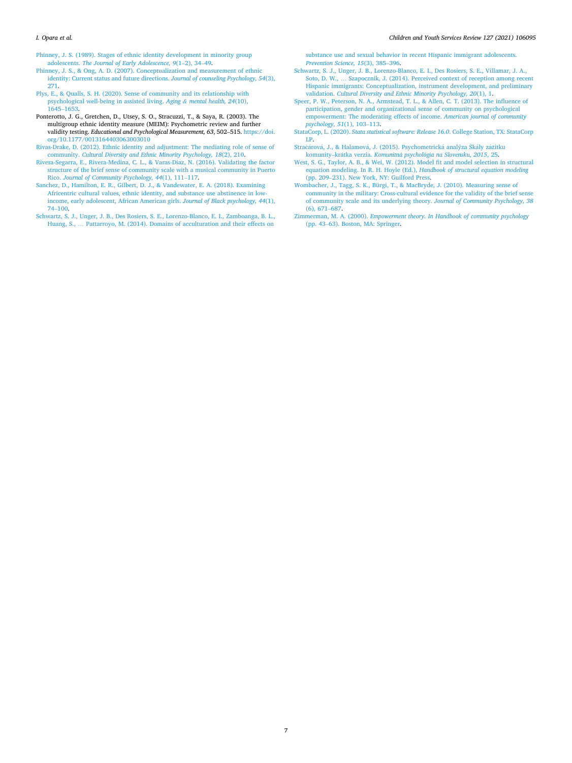Phinney, J. S. (1989). Stages of ethnic identity development in minority group adolescents. *The Journal of Early Adolescence, 9*(1–2), 34–49.

Phinney, J. S., & Ong, A. D. (2007). Conceptualization and measurement of ethnic identity: Current status and future directions. *Journal of counseling Psychology, 54*(3), 271.

Plys, E., & Qualls, S. H. (2020). Sense of community and its relationship with psychological well-being in assisted living. *Aging & mental health, 24*(10), 1645–1653.

Ponterotto, J. G., Gretchen, D., Utsey, S. O., Stracuzzi, T., & Saya, R. (2003). The multigroup ethnic identity measure (MEIM): Psychometric review and further validity testing. *Educational and Psychological Measurement, 63*, 502–515. https://doi.org/10.1177/0013164403063003010

Rivas-Drake, D. (2012). Ethnic identity and adjustment: The mediating role of sense of community. *Cultural Diversity and Ethnic Minority Psychology, 18*(2), 210.

Rivera-Segarra, E., Rivera-Medina, C. L., & Varas-Díaz, N. (2016). Validating the factor structure of the brief sense of community scale with a musical community in Puerto Rico. *Journal of Community Psychology, 44*(1), 111–117.

Sanchez, D., Hamilton, E. R., Gilbert, D. J., & Vandewater, E. A. (2018). Examining Africentric cultural values, ethnic identity, and substance use abstinence in low-income, early adolescent, African American girls. *Journal of Black psychology, 44*(1), 74–100.

Schwartz, S. J., Unger, J. B., Des Rosiers, S. E., Lorenzo-Blanco, E. I., Zamboanga, B. L., Huang, S., … Pattarroyo, M. (2014). Domains of acculturation and their effects on substance use and sexual behavior in recent Hispanic immigrant adolescents. *Prevention Science, 15*(3), 385–396.

Schwartz, S. J., Unger, J. B., Lorenzo-Blanco, E. I., Des Rosiers, S. E., Villamar, J. A., Soto, D. W., … Szapocznik, J. (2014). Perceived context of reception among recent Hispanic immigrants: Conceptualization, instrument development, and preliminary validation. *Cultural Diversity and Ethnic Minority Psychology, 20*(1), 1.

Speer, P. W., Peterson, N. A., Armstead, T. L., & Allen, C. T. (2013). The influence of participation, gender and organizational sense of community on psychological empowerment: The moderating effects of income. *American journal of community psychology, 51*(1), 103–113.

StataCorp, L. (2020). *Stata statistical software: Release 16.0*. College Station, TX: StataCorp LP.

Stračárová, J., & Halamová, J. (2015). Psychometrická analýza Škály zážitku komunity–krátka verzia. *Komunitná psychológia na Slovensku, 2015*, 25.

West, S. G., Taylor, A. B., & Wei, W. (2012). Model fit and model selection in structural equation modeling. In R. H. Hoyle (Ed.), *Handbook of structural equation modeling* (pp. 209–231). New York, NY: Guilford Press.

Wombacher, J., Tagg, S. K., Bürgi, T., & MacBryde, J. (2010). Measuring sense of community in the military: Cross-cultural evidence for the validity of the brief sense of community scale and its underlying theory. *Journal of Community Psychology, 38*(6), 671–687.

Zimmerman, M. A. (2000). *Empowerment theory. In Handbook of community psychology* (pp. 43–63). Boston, MA: Springer.